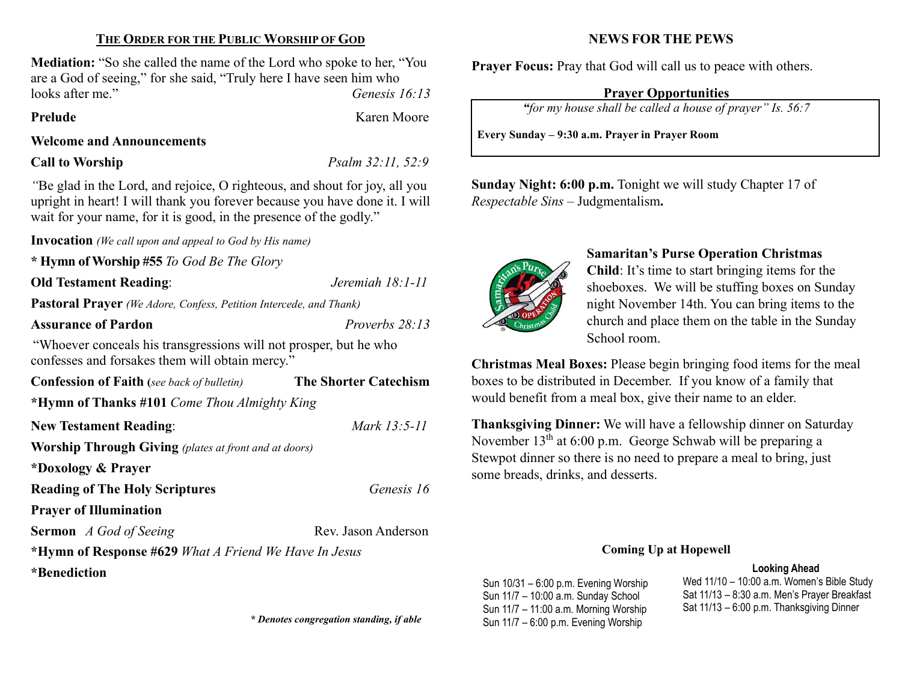## THE ORDER FOR THE PUBLIC WORSHIP OF GOD

**Mediation:** "So she called the name of the Lord who spoke to her, "You are a God of seeing," for she said, "Truly here I have seen him who looks after me." *Genesis 16:13*

**Prelude** Karen Moore

**Welcome and Announcements**

**Call to Worship** *Psalm 32:11, 52:9*

"Be glad in the Lord, and rejoice, O righteous, and shout for joy, all you upright in heart! I will thank you forever because you have done it. I will wait for your name, for it is good, in the presence of the godly."

**Invocation** *(We call upon and appeal to God by His name)*

**\* Hymn of Worship #55** *To God Be The Glory*

**Old Testament Reading**: *Jeremiah 18:1-11*

**Pastoral Prayer** *(We Adore, Confess, Petition Intercede, and Thank)*

**Assurance of Pardon** *Proverbs 28:13*

"Whoever conceals his transgressions will not prosper, but he who confesses and forsakes them will obtain mercy."

**Confession of Faith (***see back of bulletin***)** **The Shorter Catechism**

**\*Hymn of Thanks #101** *Come Thou Almighty King*

**New Testament Reading**: *Mark 13:5-11*

**Worship Through Giving** *(plates at front and at doors)*

**\*Doxology & Prayer**

**Reading of The Holy Scriptures** *Genesis 16*

**Prayer of Illumination**

**Sermon** *A God of Seeing* Rev. Jason Anderson

**\*Hymn of Response #629** *What A Friend We Have In Jesus*

**\*Benediction**

***\* Denotes congregation standing, if able***

## NEWS FOR THE PEWS

**Prayer Focus:** Pray that God will call us to peace with others.

**Prayer Opportunities**

*"for my house shall be called a house of prayer" Is. 56:7*

**Every Sunday – 9:30 a.m. Prayer in Prayer Room**

**Sunday Night: 6:00 p.m.** Tonight we will study Chapter 17 of *Respectable Sins* – Judgmentalism**.**

**Samaritan's Purse Operation Christmas Child**: It's time to start bringing items for the shoeboxes. We will be stuffing boxes on Sunday night November 14th. You can bring items to the church and place them on the table in the Sunday School room.

**Christmas Meal Boxes:** Please begin bringing food items for the meal boxes to be distributed in December. If you know of a family that would benefit from a meal box, give their name to an elder.

**Thanksgiving Dinner:** We will have a fellowship dinner on Saturday November 13th at 6:00 p.m. George Schwab will be preparing a Stewpot dinner so there is no need to prepare a meal to bring, just some breads, drinks, and desserts.

**Coming Up at Hopewell**

Sun 10/31 – 6:00 p.m. Evening Worship
Sun 11/7 – 10:00 a.m. Sunday School
Sun 11/7 – 11:00 a.m. Morning Worship
Sun 11/7 – 6:00 p.m. Evening Worship

**Looking Ahead**

Wed 11/10 – 10:00 a.m. Women's Bible Study
Sat 11/13 – 8:30 a.m. Men's Prayer Breakfast
Sat 11/13 – 6:00 p.m. Thanksgiving Dinner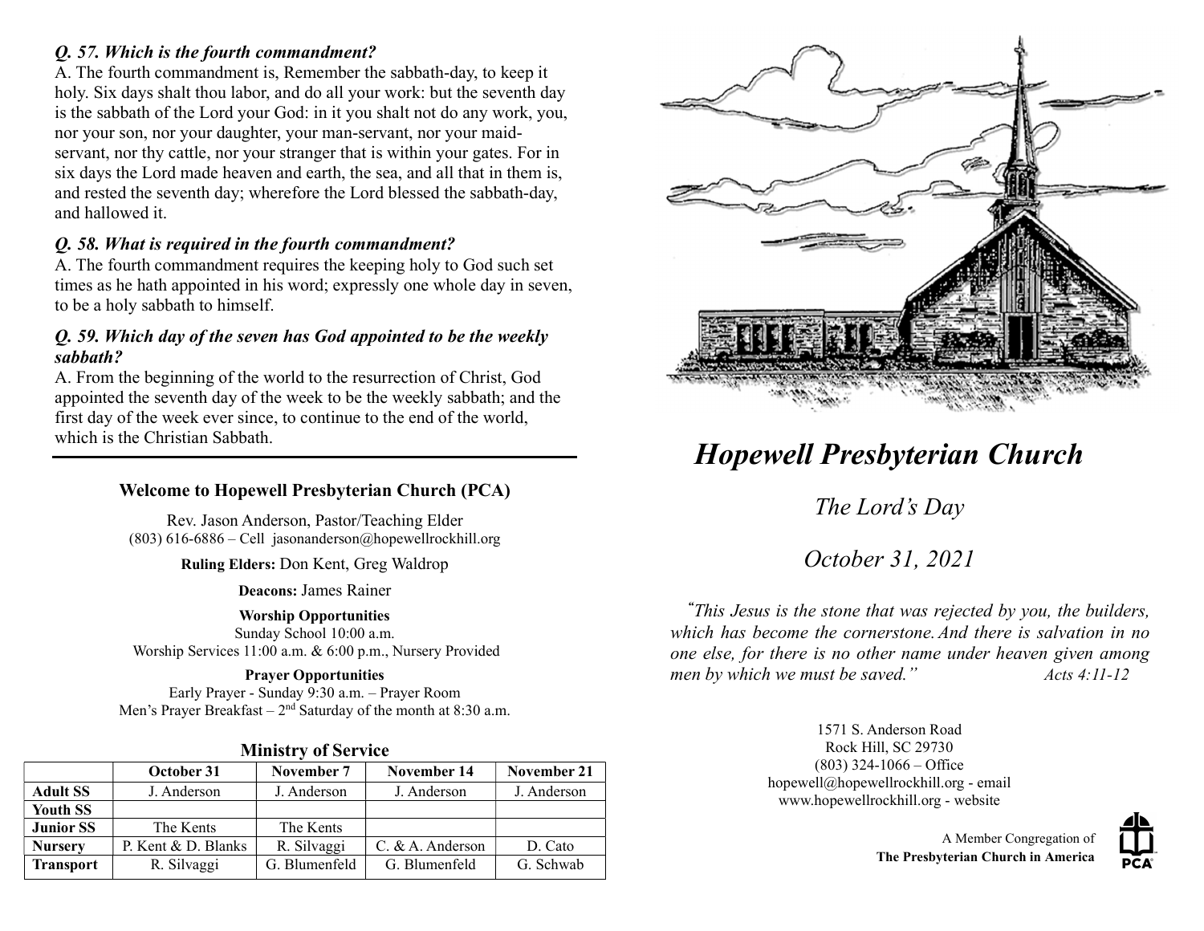***Q. 57. Which is the fourth commandment?***

A. The fourth commandment is, Remember the sabbath-day, to keep it holy. Six days shalt thou labor, and do all your work: but the seventh day is the sabbath of the Lord your God: in it you shalt not do any work, you, nor your son, nor your daughter, your man-servant, nor your maid-servant, nor thy cattle, nor your stranger that is within your gates. For in six days the Lord made heaven and earth, the sea, and all that in them is, and rested the seventh day; wherefore the Lord blessed the sabbath-day, and hallowed it.

***Q. 58. What is required in the fourth commandment?***

A. The fourth commandment requires the keeping holy to God such set times as he hath appointed in his word; expressly one whole day in seven, to be a holy sabbath to himself.

***Q. 59. Which day of the seven has God appointed to be the weekly sabbath?***

A. From the beginning of the world to the resurrection of Christ, God appointed the seventh day of the week to be the weekly sabbath; and the first day of the week ever since, to continue to the end of the world, which is the Christian Sabbath.

---

**Welcome to Hopewell Presbyterian Church (PCA)**

Rev. Jason Anderson, Pastor/Teaching Elder
(803) 616-6886 – Cell jasonanderson@hopewellrockhill.org

**Ruling Elders:** Don Kent, Greg Waldrop

**Deacons:** James Rainer

**Worship Opportunities**
Sunday School 10:00 a.m.
Worship Services 11:00 a.m. & 6:00 p.m., Nursery Provided

**Prayer Opportunities**
Early Prayer - Sunday 9:30 a.m. – Prayer Room
Men's Prayer Breakfast – 2nd Saturday of the month at 8:30 a.m.

**Ministry of Service**

| | October 31 | November 7 | November 14 | November 21 |
|---|---|---|---|---|
| **Adult SS** | J. Anderson | J. Anderson | J. Anderson | J. Anderson |
| **Youth SS** | | | | |
| **Junior SS** | The Kents | The Kents | | |
| **Nursery** | P. Kent & D. Blanks | R. Silvaggi | C. & A. Anderson | D. Cato |
| **Transport** | R. Silvaggi | G. Blumenfeld | G. Blumenfeld | G. Schwab |

# *Hopewell Presbyterian Church*

*The Lord's Day*

*October 31, 2021*

*"This Jesus is the stone that was rejected by you, the builders, which has become the cornerstone. And there is salvation in no one else, for there is no other name under heaven given among men by which we must be saved."* *Acts 4:11-12*

1571 S. Anderson Road
Rock Hill, SC 29730
(803) 324-1066 – Office
hopewell@hopewellrockhill.org - email
www.hopewellrockhill.org - website

A Member Congregation of
**The Presbyterian Church in America**

PCA